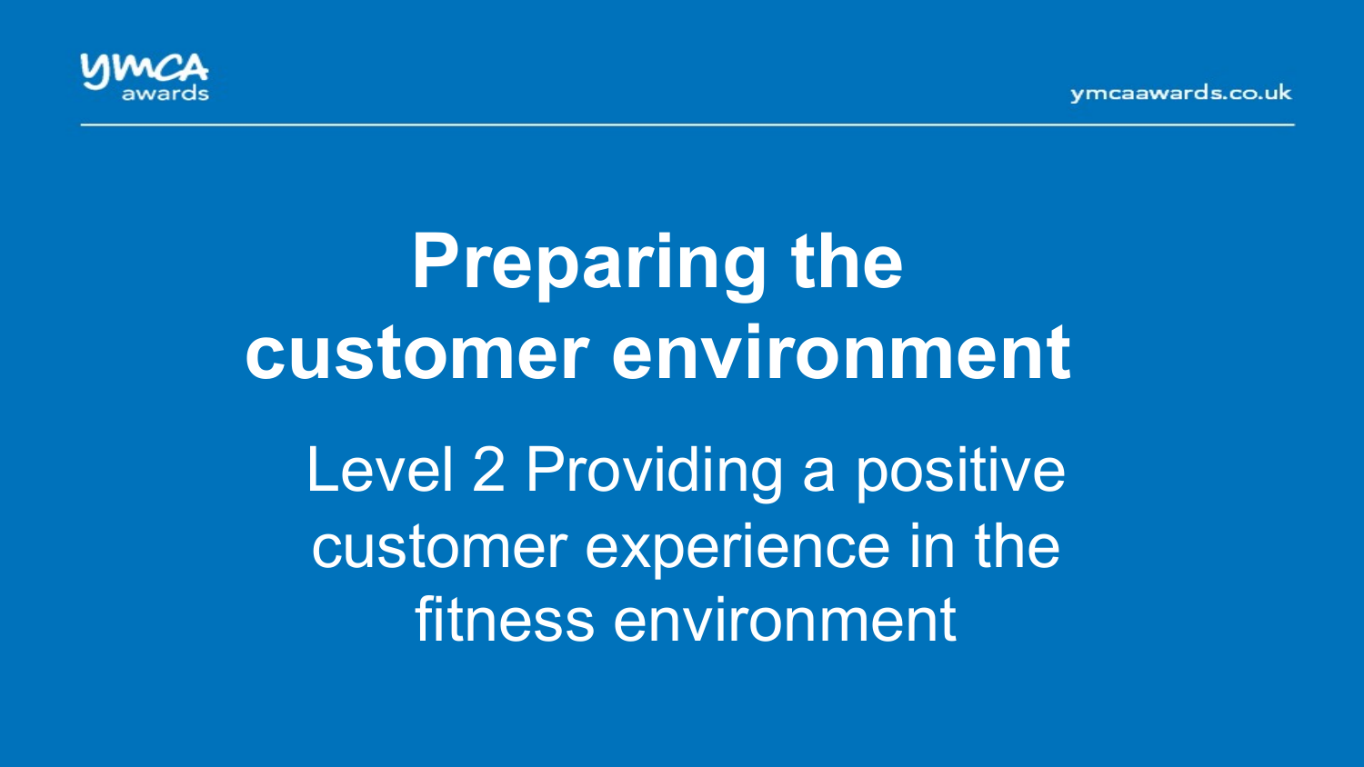# Preparing the customer environment

Level 2 Providing a positive customer experience in the fitness environment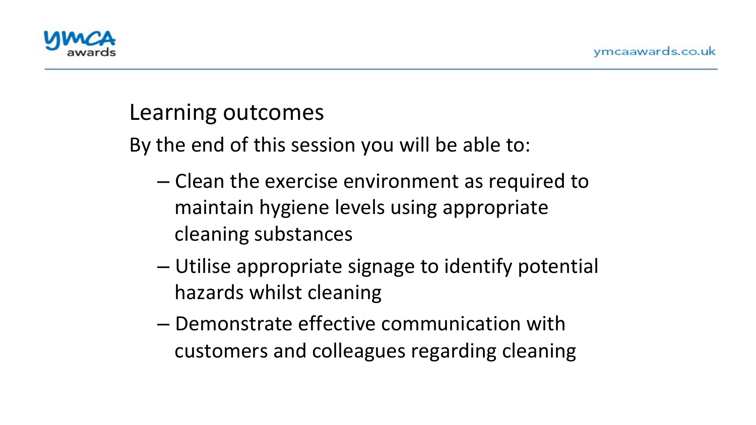## Learning outcomes

By the end of this session you will be able to:

- Clean the exercise environment as required to maintain hygiene levels using appropriate cleaning substances
- Utilise appropriate signage to identify potential hazards whilst cleaning
- Demonstrate effective communication with customers and colleagues regarding cleaning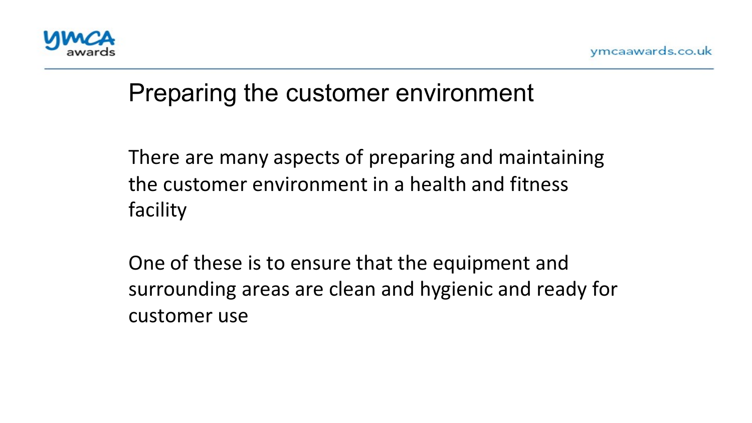# Preparing the customer environment

There are many aspects of preparing and maintaining the customer environment in a health and fitness facility

One of these is to ensure that the equipment and surrounding areas are clean and hygienic and ready for customer use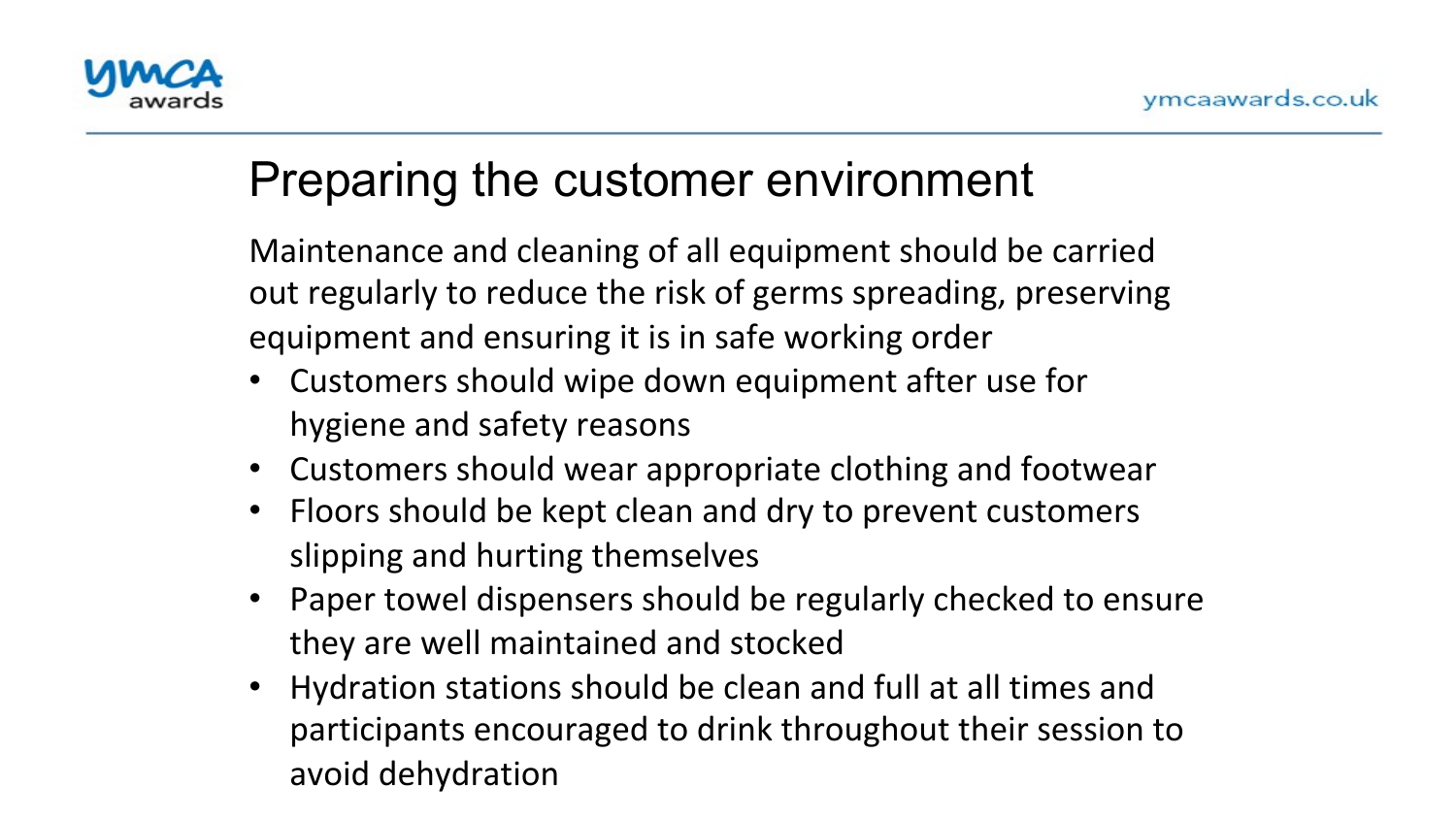# Preparing the customer environment

Maintenance and cleaning of all equipment should be carried out regularly to reduce the risk of germs spreading, preserving equipment and ensuring it is in safe working order

- Customers should wipe down equipment after use for hygiene and safety reasons
- Customers should wear appropriate clothing and footwear
- Floors should be kept clean and dry to prevent customers slipping and hurting themselves
- Paper towel dispensers should be regularly checked to ensure they are well maintained and stocked
- Hydration stations should be clean and full at all times and participants encouraged to drink throughout their session to avoid dehydration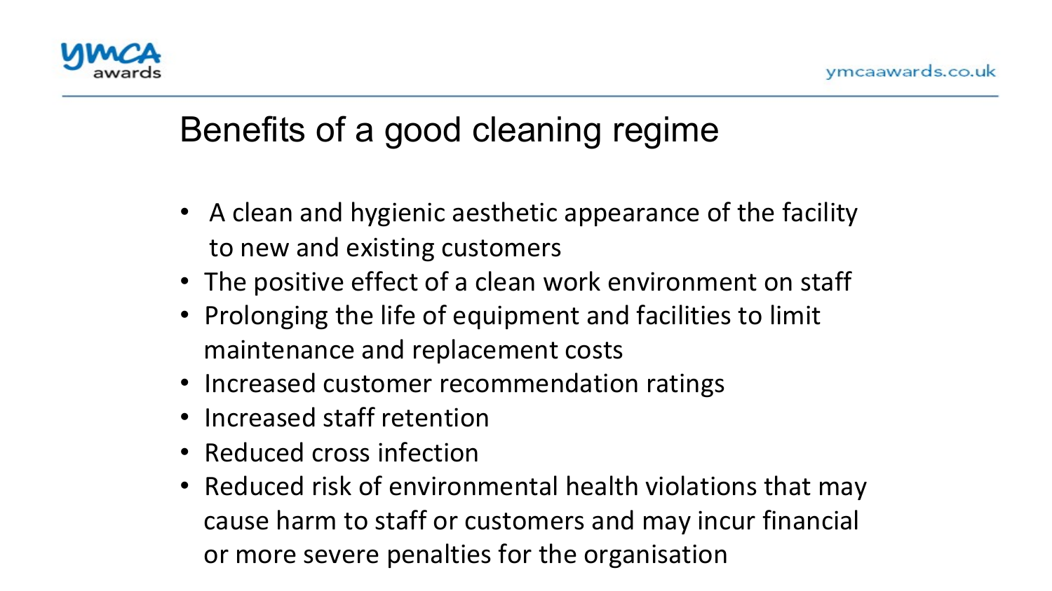# Benefits of a good cleaning regime

- A clean and hygienic aesthetic appearance of the facility to new and existing customers
- The positive effect of a clean work environment on staff
- Prolonging the life of equipment and facilities to limit maintenance and replacement costs
- Increased customer recommendation ratings
- Increased staff retention
- Reduced cross infection
- Reduced risk of environmental health violations that may cause harm to staff or customers and may incur financial or more severe penalties for the organisation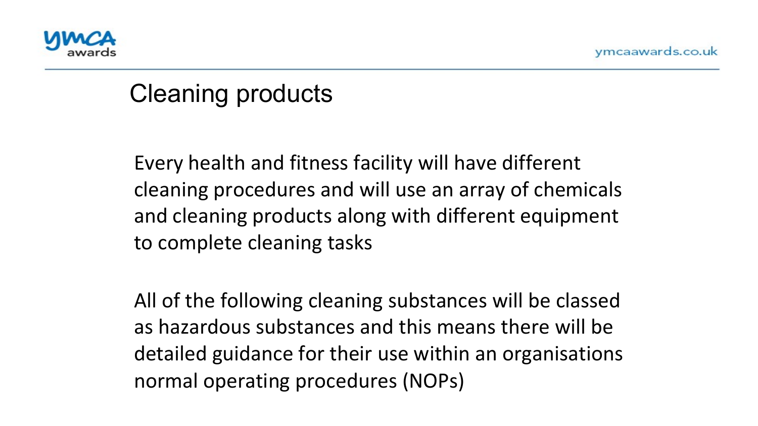# Cleaning products

Every health and fitness facility will have different cleaning procedures and will use an array of chemicals and cleaning products along with different equipment to complete cleaning tasks

All of the following cleaning substances will be classed as hazardous substances and this means there will be detailed guidance for their use within an organisations normal operating procedures (NOPs)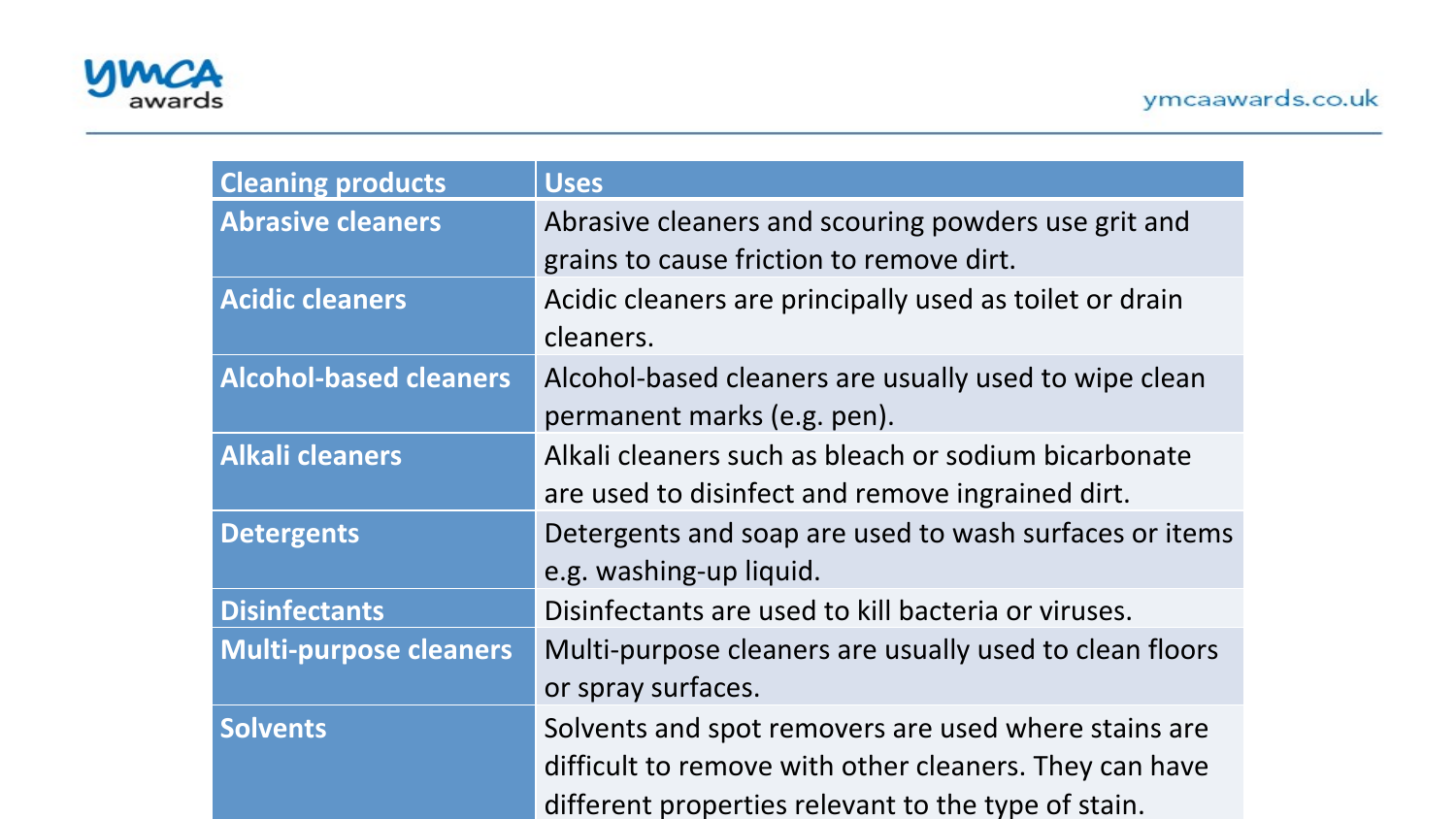| Cleaning products | Uses |
|---|---|
| Abrasive cleaners | Abrasive cleaners and scouring powders use grit and grains to cause friction to remove dirt. |
| Acidic cleaners | Acidic cleaners are principally used as toilet or drain cleaners. |
| Alcohol-based cleaners | Alcohol-based cleaners are usually used to wipe clean permanent marks (e.g. pen). |
| Alkali cleaners | Alkali cleaners such as bleach or sodium bicarbonate are used to disinfect and remove ingrained dirt. |
| Detergents | Detergents and soap are used to wash surfaces or items e.g. washing-up liquid. |
| Disinfectants | Disinfectants are used to kill bacteria or viruses. |
| Multi-purpose cleaners | Multi-purpose cleaners are usually used to clean floors or spray surfaces. |
| Solvents | Solvents and spot removers are used where stains are difficult to remove with other cleaners. They can have different properties relevant to the type of stain. |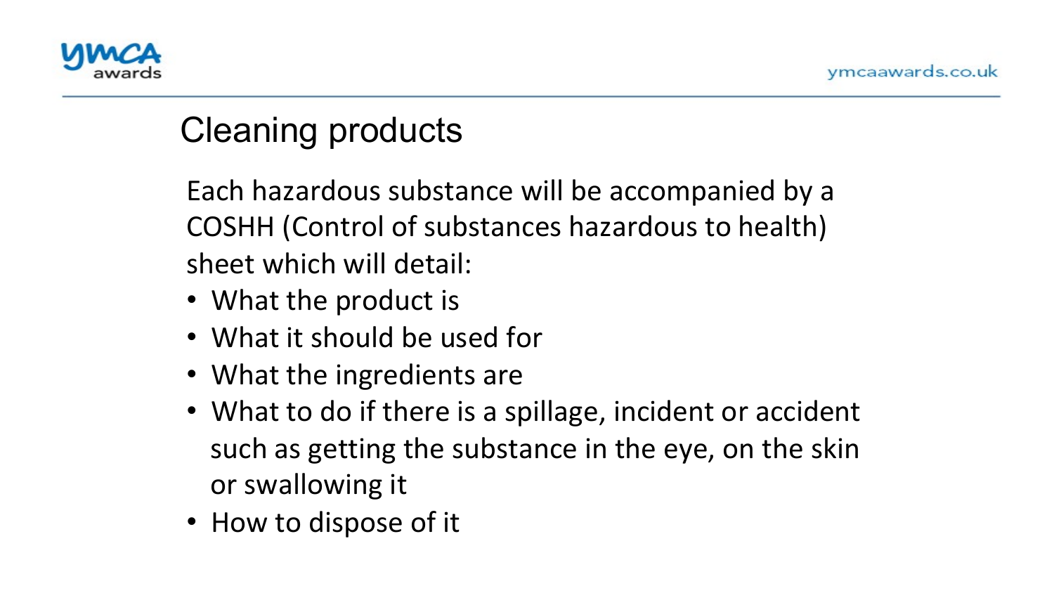## Cleaning products

Each hazardous substance will be accompanied by a COSHH (Control of substances hazardous to health) sheet which will detail:

- What the product is
- What it should be used for
- What the ingredients are
- What to do if there is a spillage, incident or accident such as getting the substance in the eye, on the skin or swallowing it
- How to dispose of it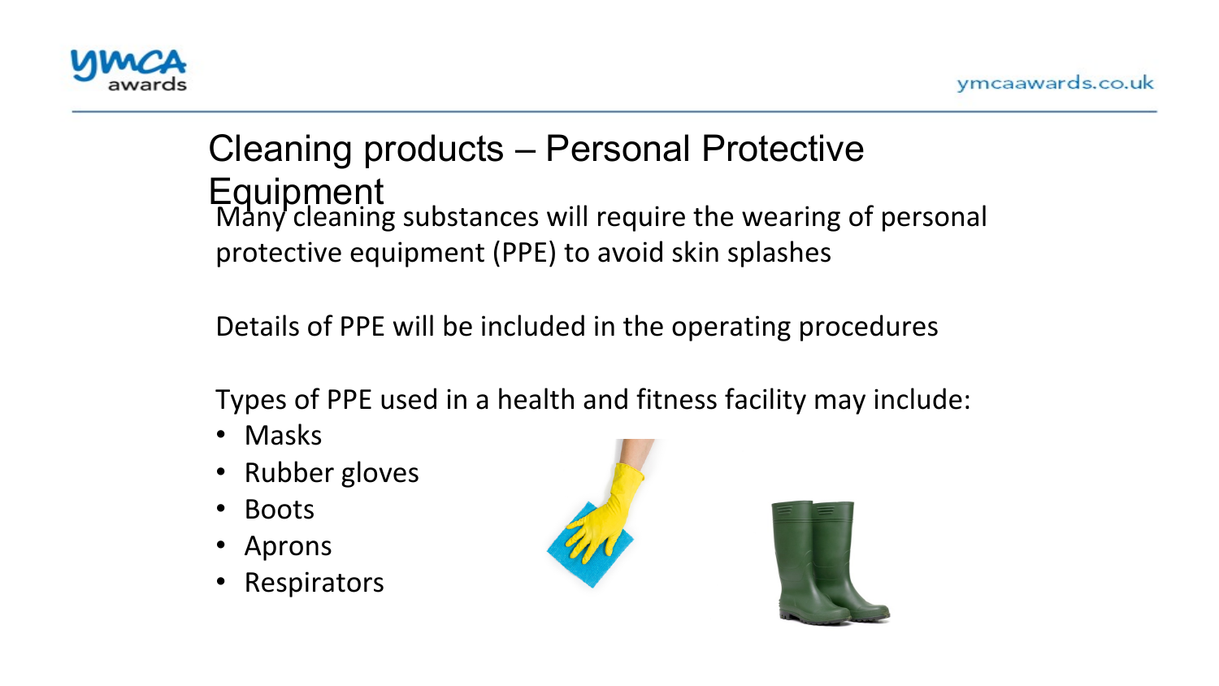# Cleaning products – Personal Protective Equipment

Many cleaning substances will require the wearing of personal protective equipment (PPE) to avoid skin splashes

Details of PPE will be included in the operating procedures

Types of PPE used in a health and fitness facility may include:

- Masks
- Rubber gloves
- Boots
- Aprons
- Respirators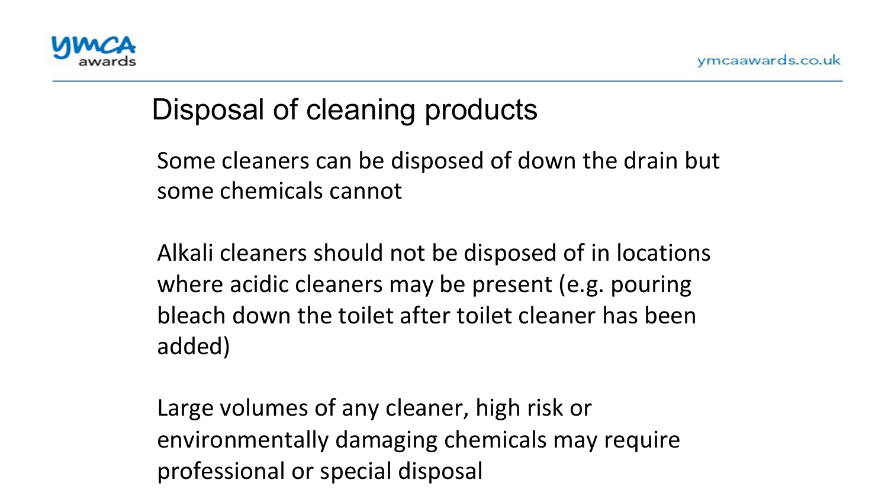# Disposal of cleaning products

Some cleaners can be disposed of down the drain but some chemicals cannot

Alkali cleaners should not be disposed of in locations where acidic cleaners may be present (e.g. pouring bleach down the toilet after toilet cleaner has been added)

Large volumes of any cleaner, high risk or environmentally damaging chemicals may require professional or special disposal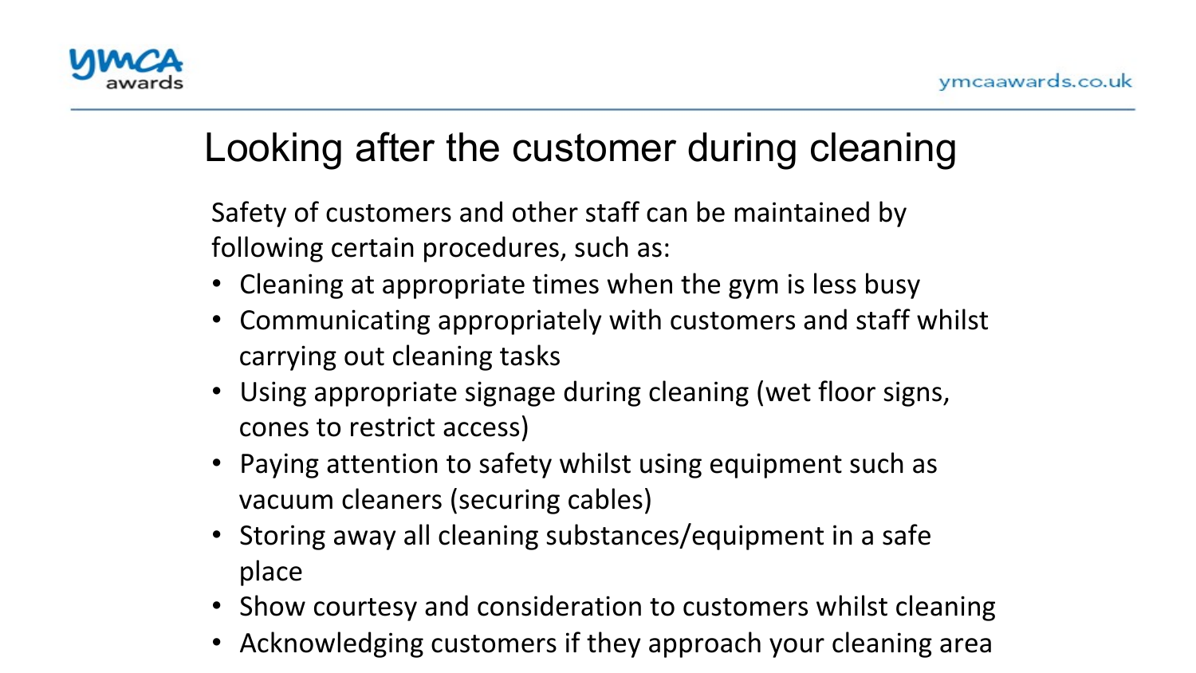# Looking after the customer during cleaning

Safety of customers and other staff can be maintained by following certain procedures, such as:

- Cleaning at appropriate times when the gym is less busy
- Communicating appropriately with customers and staff whilst carrying out cleaning tasks
- Using appropriate signage during cleaning (wet floor signs, cones to restrict access)
- Paying attention to safety whilst using equipment such as vacuum cleaners (securing cables)
- Storing away all cleaning substances/equipment in a safe place
- Show courtesy and consideration to customers whilst cleaning
- Acknowledging customers if they approach your cleaning area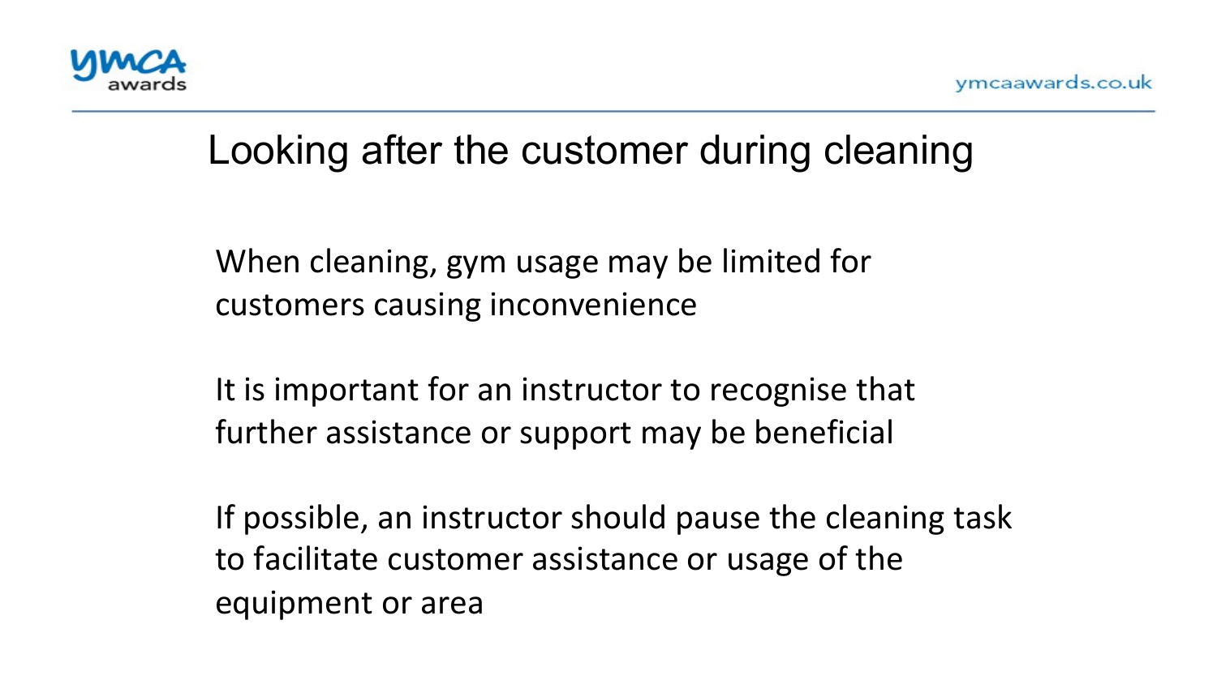# Looking after the customer during cleaning

When cleaning, gym usage may be limited for customers causing inconvenience

It is important for an instructor to recognise that further assistance or support may be beneficial

If possible, an instructor should pause the cleaning task to facilitate customer assistance or usage of the equipment or area